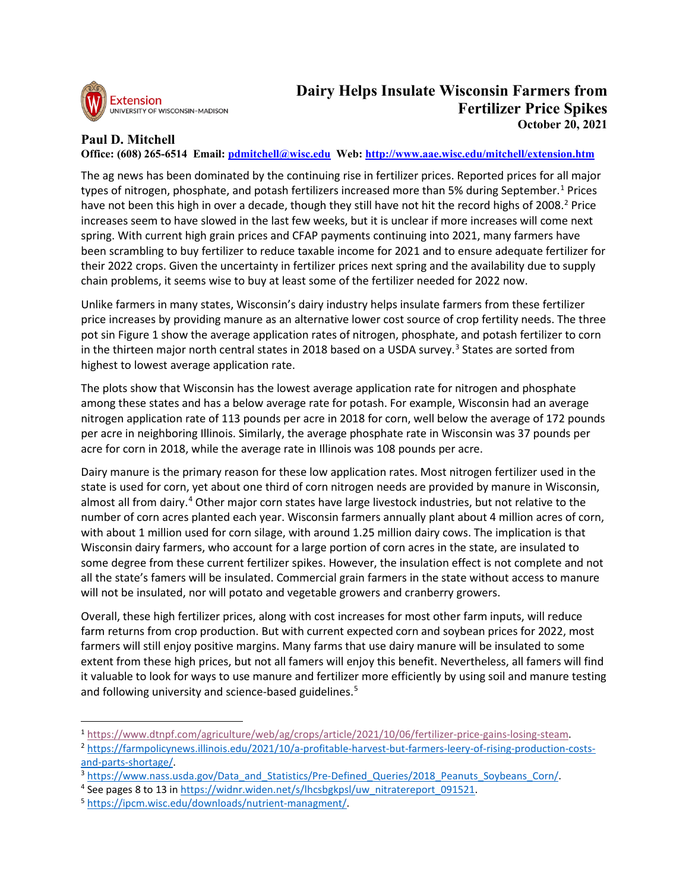# Dairy Helps Insulate Wisconsin Farmers from Fertilizer Price Spikes

**October 20, 2021**

**Paul D. Mitchell**

**Office: (608) 265-6514 Email: pdmitchell@wisc.edu Web: http://www.aae.wisc.edu/mitchell/extension.htm**

The ag news has been dominated by the continuing rise in fertilizer prices. Reported prices for all major types of nitrogen, phosphate, and potash fertilizers increased more than 5% during September.[1] Prices have not been this high in over a decade, though they still have not hit the record highs of 2008.[2] Price increases seem to have slowed in the last few weeks, but it is unclear if more increases will come next spring. With current high grain prices and CFAP payments continuing into 2021, many farmers have been scrambling to buy fertilizer to reduce taxable income for 2021 and to ensure adequate fertilizer for their 2022 crops. Given the uncertainty in fertilizer prices next spring and the availability due to supply chain problems, it seems wise to buy at least some of the fertilizer needed for 2022 now.

Unlike farmers in many states, Wisconsin's dairy industry helps insulate farmers from these fertilizer price increases by providing manure as an alternative lower cost source of crop fertility needs. The three pot sin Figure 1 show the average application rates of nitrogen, phosphate, and potash fertilizer to corn in the thirteen major north central states in 2018 based on a USDA survey.[3] States are sorted from highest to lowest average application rate.

The plots show that Wisconsin has the lowest average application rate for nitrogen and phosphate among these states and has a below average rate for potash. For example, Wisconsin had an average nitrogen application rate of 113 pounds per acre in 2018 for corn, well below the average of 172 pounds per acre in neighboring Illinois. Similarly, the average phosphate rate in Wisconsin was 37 pounds per acre for corn in 2018, while the average rate in Illinois was 108 pounds per acre.

Dairy manure is the primary reason for these low application rates. Most nitrogen fertilizer used in the state is used for corn, yet about one third of corn nitrogen needs are provided by manure in Wisconsin, almost all from dairy.[4] Other major corn states have large livestock industries, but not relative to the number of corn acres planted each year. Wisconsin farmers annually plant about 4 million acres of corn, with about 1 million used for corn silage, with around 1.25 million dairy cows. The implication is that Wisconsin dairy farmers, who account for a large portion of corn acres in the state, are insulated to some degree from these current fertilizer spikes. However, the insulation effect is not complete and not all the state's famers will be insulated. Commercial grain farmers in the state without access to manure will not be insulated, nor will potato and vegetable growers and cranberry growers.

Overall, these high fertilizer prices, along with cost increases for most other farm inputs, will reduce farm returns from crop production. But with current expected corn and soybean prices for 2022, most farmers will still enjoy positive margins. Many farms that use dairy manure will be insulated to some extent from these high prices, but not all famers will enjoy this benefit. Nevertheless, all famers will find it valuable to look for ways to use manure and fertilizer more efficiently by using soil and manure testing and following university and science-based guidelines.[5]

---

[1] https://www.dtnpf.com/agriculture/web/ag/crops/article/2021/10/06/fertilizer-price-gains-losing-steam.

[2] https://farmpolicynews.illinois.edu/2021/10/a-profitable-harvest-but-farmers-leery-of-rising-production-costs-and-parts-shortage/.

[3] https://www.nass.usda.gov/Data_and_Statistics/Pre-Defined_Queries/2018_Peanuts_Soybeans_Corn/.

[4] See pages 8 to 13 in https://widnr.widen.net/s/lhcsbgkpsl/uw_nitratereport_091521.

[5] https://ipcm.wisc.edu/downloads/nutrient-managment/.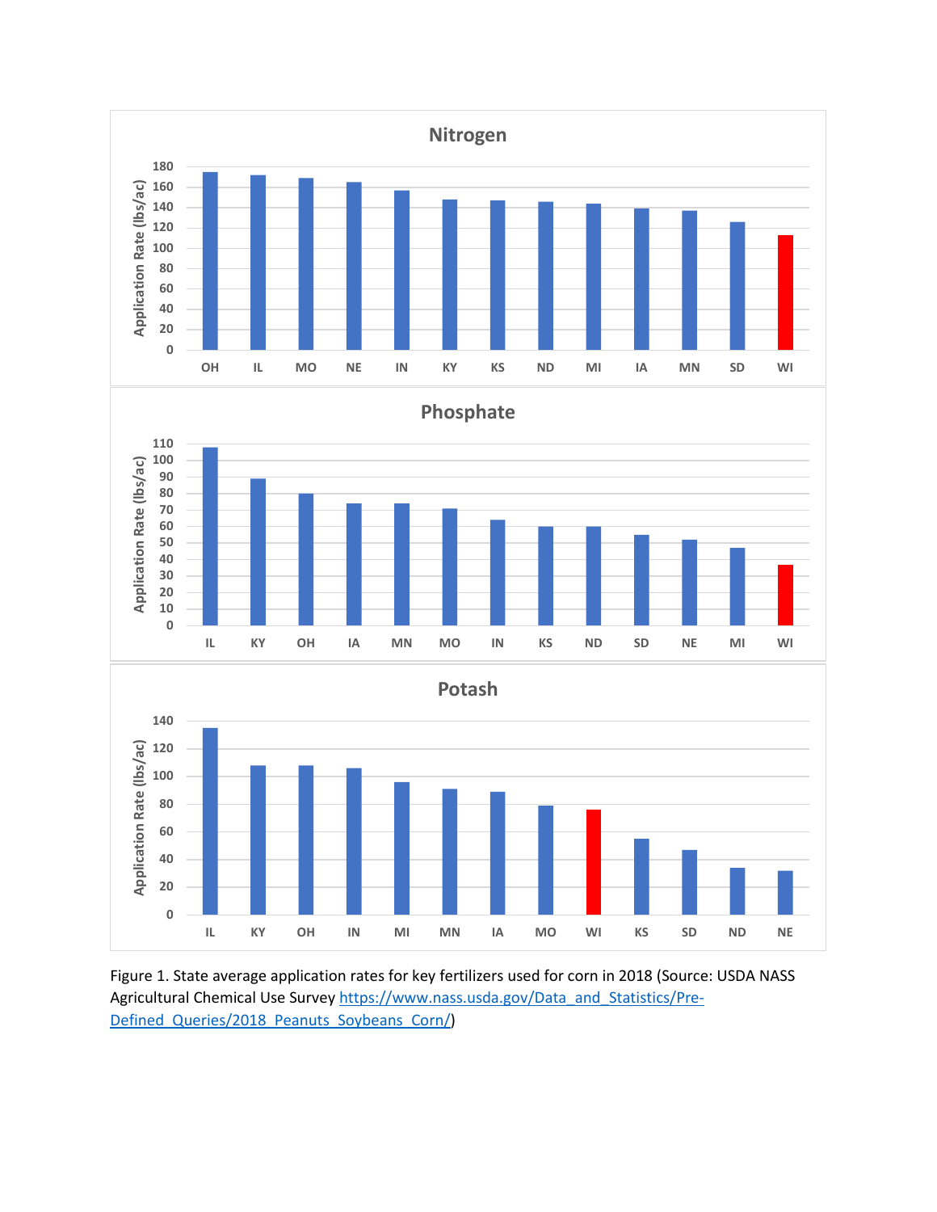Nitrogen

Application Rate (lbs/ac)

180
160
140
120
100
80
60
40
20
0

OH IL MO NE IN KY KS ND MI IA MN SD WI

Phosphate

Application Rate (lbs/ac)

110
100
90
80
70
60
50
40
30
20
10
0

IL KY OH IA MN MO IN KS ND SD NE MI WI

Potash

Application Rate (lbs/ac)

140
120
100
80
60
40
20
0

IL KY OH IN MI MN IA MO WI KS SD ND NE

Figure 1. State average application rates for key fertilizers used for corn in 2018 (Source: USDA NASS Agricultural Chemical Use Survey https://www.nass.usda.gov/Data_and_Statistics/Pre-Defined_Queries/2018_Peanuts_Soybeans_Corn/)